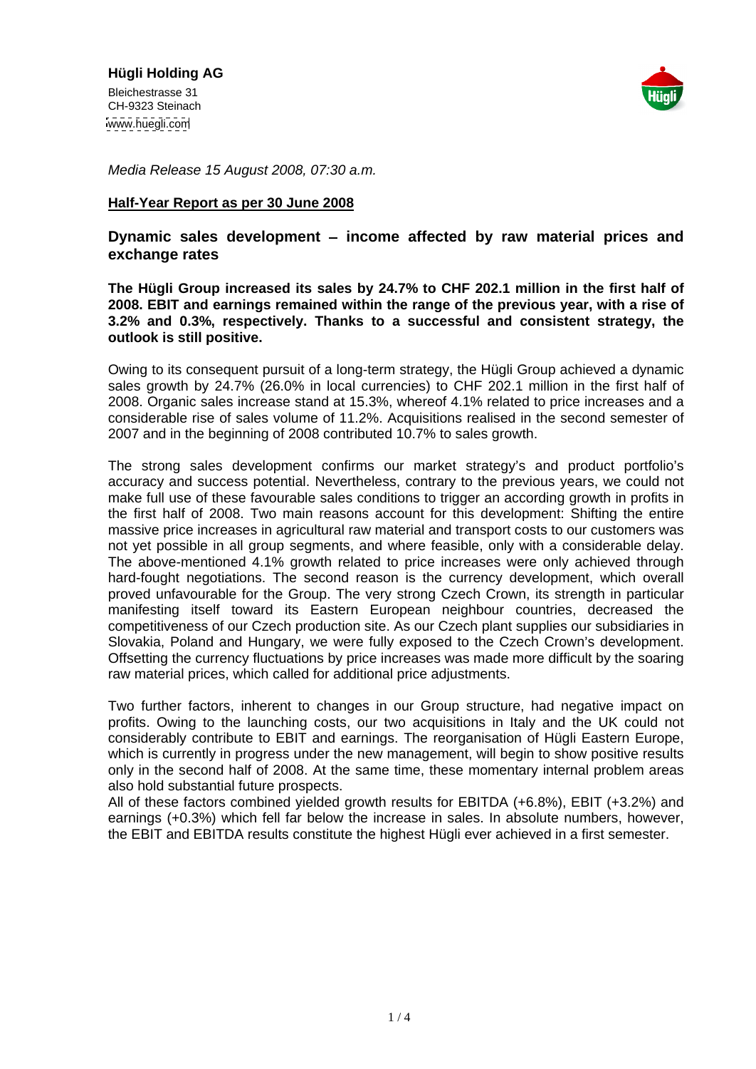**Hügli Holding AG**

Bleichestrasse 31
CH-9323 Steinach
www.huegli.com

*Media Release 15 August 2008, 07:30 a.m.*

## Half-Year Report as per 30 June 2008

### Dynamic sales development – income affected by raw material prices and exchange rates

**The Hügli Group increased its sales by 24.7% to CHF 202.1 million in the first half of 2008. EBIT and earnings remained within the range of the previous year, with a rise of 3.2% and 0.3%, respectively. Thanks to a successful and consistent strategy, the outlook is still positive.**

Owing to its consequent pursuit of a long-term strategy, the Hügli Group achieved a dynamic sales growth by 24.7% (26.0% in local currencies) to CHF 202.1 million in the first half of 2008. Organic sales increase stand at 15.3%, whereof 4.1% related to price increases and a considerable rise of sales volume of 11.2%. Acquisitions realised in the second semester of 2007 and in the beginning of 2008 contributed 10.7% to sales growth.

The strong sales development confirms our market strategy's and product portfolio's accuracy and success potential. Nevertheless, contrary to the previous years, we could not make full use of these favourable sales conditions to trigger an according growth in profits in the first half of 2008. Two main reasons account for this development: Shifting the entire massive price increases in agricultural raw material and transport costs to our customers was not yet possible in all group segments, and where feasible, only with a considerable delay. The above-mentioned 4.1% growth related to price increases were only achieved through hard-fought negotiations. The second reason is the currency development, which overall proved unfavourable for the Group. The very strong Czech Crown, its strength in particular manifesting itself toward its Eastern European neighbour countries, decreased the competitiveness of our Czech production site. As our Czech plant supplies our subsidiaries in Slovakia, Poland and Hungary, we were fully exposed to the Czech Crown's development. Offsetting the currency fluctuations by price increases was made more difficult by the soaring raw material prices, which called for additional price adjustments.

Two further factors, inherent to changes in our Group structure, had negative impact on profits. Owing to the launching costs, our two acquisitions in Italy and the UK could not considerably contribute to EBIT and earnings. The reorganisation of Hügli Eastern Europe, which is currently in progress under the new management, will begin to show positive results only in the second half of 2008. At the same time, these momentary internal problem areas also hold substantial future prospects.

All of these factors combined yielded growth results for EBITDA (+6.8%), EBIT (+3.2%) and earnings (+0.3%) which fell far below the increase in sales. In absolute numbers, however, the EBIT and EBITDA results constitute the highest Hügli ever achieved in a first semester.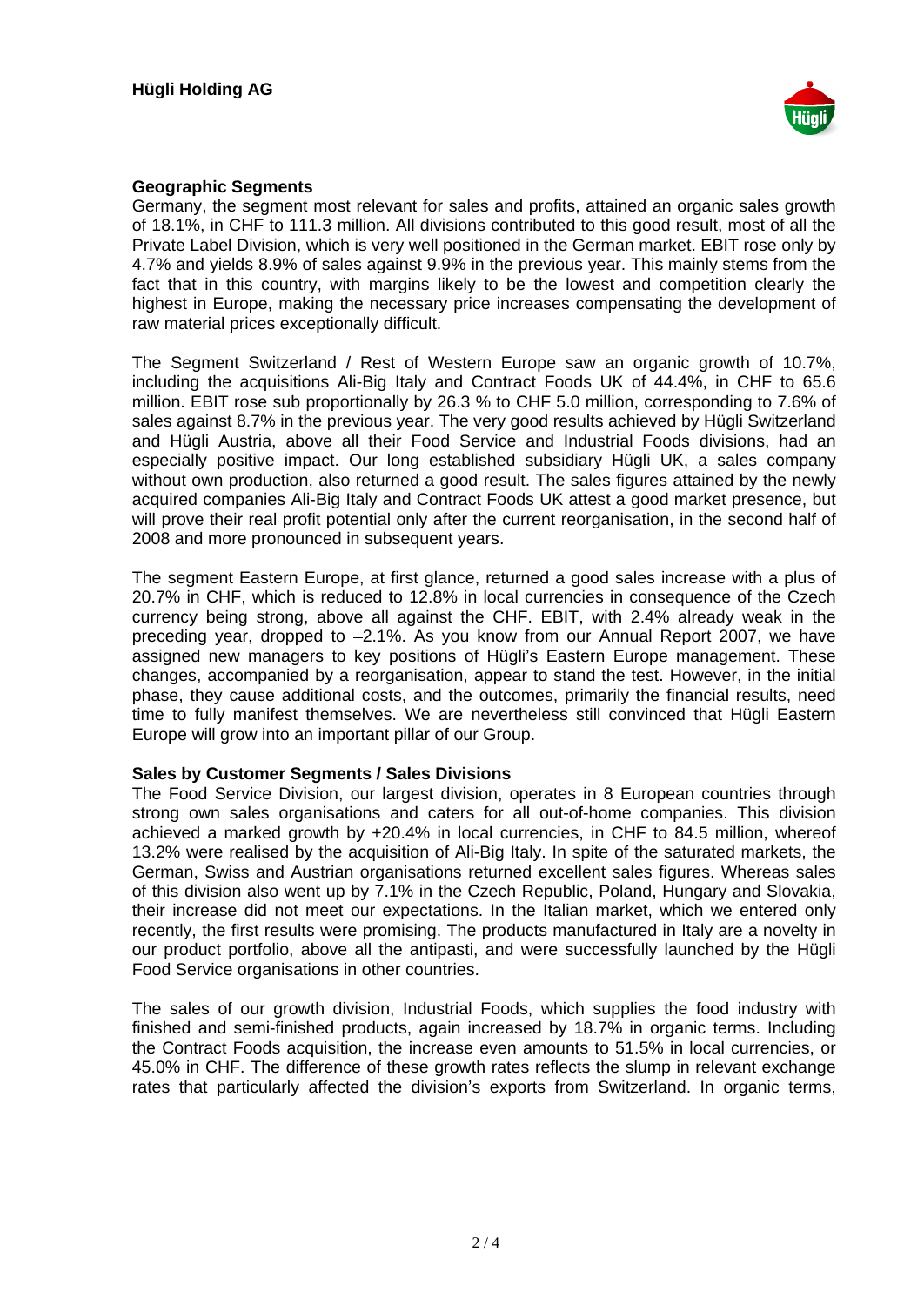### Geographic Segments

Germany, the segment most relevant for sales and profits, attained an organic sales growth of 18.1%, in CHF to 111.3 million. All divisions contributed to this good result, most of all the Private Label Division, which is very well positioned in the German market. EBIT rose only by 4.7% and yields 8.9% of sales against 9.9% in the previous year. This mainly stems from the fact that in this country, with margins likely to be the lowest and competition clearly the highest in Europe, making the necessary price increases compensating the development of raw material prices exceptionally difficult.

The Segment Switzerland / Rest of Western Europe saw an organic growth of 10.7%, including the acquisitions Ali-Big Italy and Contract Foods UK of 44.4%, in CHF to 65.6 million. EBIT rose sub proportionally by 26.3 % to CHF 5.0 million, corresponding to 7.6% of sales against 8.7% in the previous year. The very good results achieved by Hügli Switzerland and Hügli Austria, above all their Food Service and Industrial Foods divisions, had an especially positive impact. Our long established subsidiary Hügli UK, a sales company without own production, also returned a good result. The sales figures attained by the newly acquired companies Ali-Big Italy and Contract Foods UK attest a good market presence, but will prove their real profit potential only after the current reorganisation, in the second half of 2008 and more pronounced in subsequent years.

The segment Eastern Europe, at first glance, returned a good sales increase with a plus of 20.7% in CHF, which is reduced to 12.8% in local currencies in consequence of the Czech currency being strong, above all against the CHF. EBIT, with 2.4% already weak in the preceding year, dropped to –2.1%. As you know from our Annual Report 2007, we have assigned new managers to key positions of Hügli's Eastern Europe management. These changes, accompanied by a reorganisation, appear to stand the test. However, in the initial phase, they cause additional costs, and the outcomes, primarily the financial results, need time to fully manifest themselves. We are nevertheless still convinced that Hügli Eastern Europe will grow into an important pillar of our Group.

### Sales by Customer Segments / Sales Divisions

The Food Service Division, our largest division, operates in 8 European countries through strong own sales organisations and caters for all out-of-home companies. This division achieved a marked growth by +20.4% in local currencies, in CHF to 84.5 million, whereof 13.2% were realised by the acquisition of Ali-Big Italy. In spite of the saturated markets, the German, Swiss and Austrian organisations returned excellent sales figures. Whereas sales of this division also went up by 7.1% in the Czech Republic, Poland, Hungary and Slovakia, their increase did not meet our expectations. In the Italian market, which we entered only recently, the first results were promising. The products manufactured in Italy are a novelty in our product portfolio, above all the antipasti, and were successfully launched by the Hügli Food Service organisations in other countries.

The sales of our growth division, Industrial Foods, which supplies the food industry with finished and semi-finished products, again increased by 18.7% in organic terms. Including the Contract Foods acquisition, the increase even amounts to 51.5% in local currencies, or 45.0% in CHF. The difference of these growth rates reflects the slump in relevant exchange rates that particularly affected the division's exports from Switzerland. In organic terms,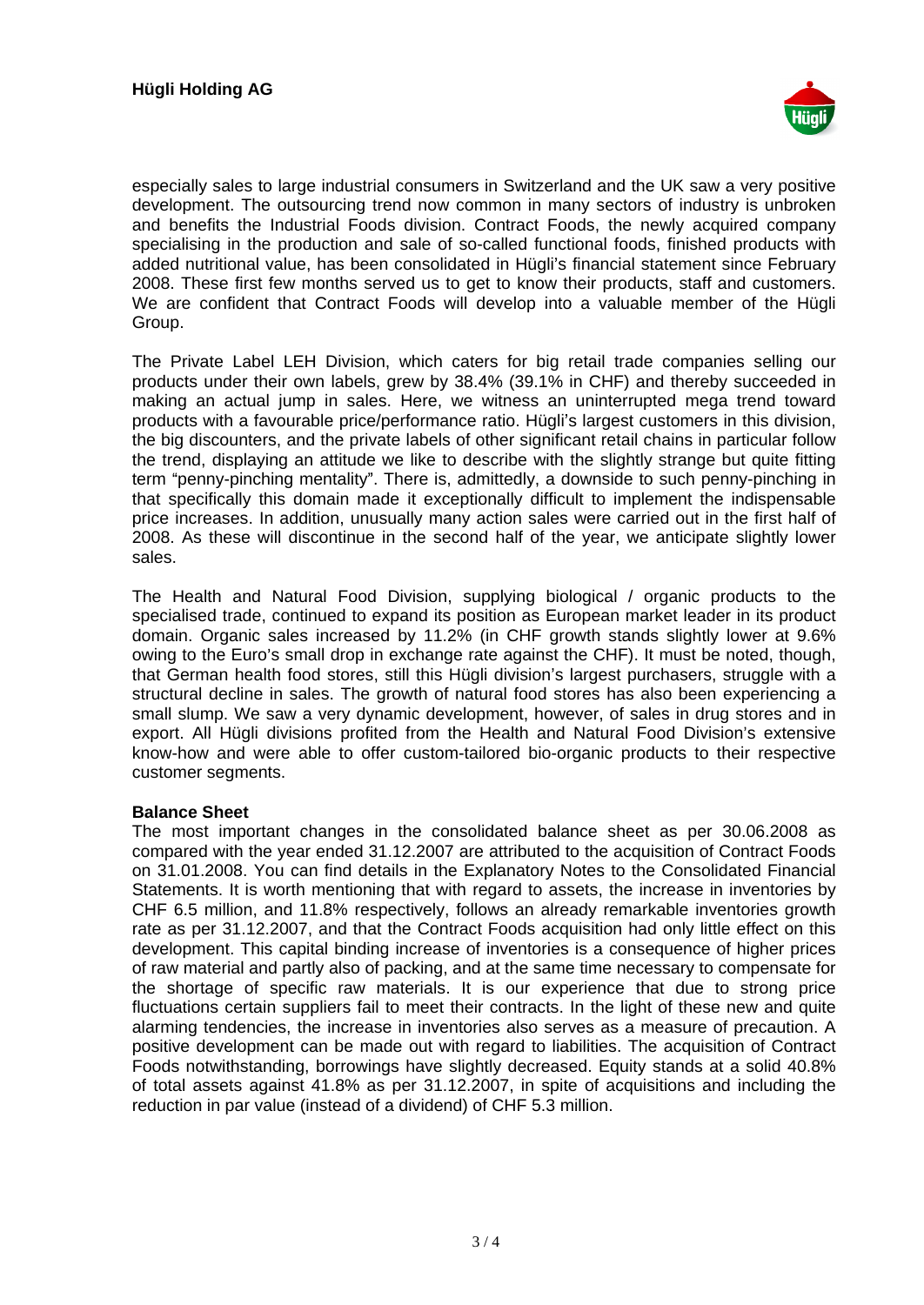especially sales to large industrial consumers in Switzerland and the UK saw a very positive development. The outsourcing trend now common in many sectors of industry is unbroken and benefits the Industrial Foods division. Contract Foods, the newly acquired company specialising in the production and sale of so-called functional foods, finished products with added nutritional value, has been consolidated in Hügli's financial statement since February 2008. These first few months served us to get to know their products, staff and customers. We are confident that Contract Foods will develop into a valuable member of the Hügli Group.

The Private Label LEH Division, which caters for big retail trade companies selling our products under their own labels, grew by 38.4% (39.1% in CHF) and thereby succeeded in making an actual jump in sales. Here, we witness an uninterrupted mega trend toward products with a favourable price/performance ratio. Hügli's largest customers in this division, the big discounters, and the private labels of other significant retail chains in particular follow the trend, displaying an attitude we like to describe with the slightly strange but quite fitting term "penny-pinching mentality". There is, admittedly, a downside to such penny-pinching in that specifically this domain made it exceptionally difficult to implement the indispensable price increases. In addition, unusually many action sales were carried out in the first half of 2008. As these will discontinue in the second half of the year, we anticipate slightly lower sales.

The Health and Natural Food Division, supplying biological / organic products to the specialised trade, continued to expand its position as European market leader in its product domain. Organic sales increased by 11.2% (in CHF growth stands slightly lower at 9.6% owing to the Euro's small drop in exchange rate against the CHF). It must be noted, though, that German health food stores, still this Hügli division's largest purchasers, struggle with a structural decline in sales. The growth of natural food stores has also been experiencing a small slump. We saw a very dynamic development, however, of sales in drug stores and in export. All Hügli divisions profited from the Health and Natural Food Division's extensive know-how and were able to offer custom-tailored bio-organic products to their respective customer segments.

**Balance Sheet**

The most important changes in the consolidated balance sheet as per 30.06.2008 as compared with the year ended 31.12.2007 are attributed to the acquisition of Contract Foods on 31.01.2008. You can find details in the Explanatory Notes to the Consolidated Financial Statements. It is worth mentioning that with regard to assets, the increase in inventories by CHF 6.5 million, and 11.8% respectively, follows an already remarkable inventories growth rate as per 31.12.2007, and that the Contract Foods acquisition had only little effect on this development. This capital binding increase of inventories is a consequence of higher prices of raw material and partly also of packing, and at the same time necessary to compensate for the shortage of specific raw materials. It is our experience that due to strong price fluctuations certain suppliers fail to meet their contracts. In the light of these new and quite alarming tendencies, the increase in inventories also serves as a measure of precaution. A positive development can be made out with regard to liabilities. The acquisition of Contract Foods notwithstanding, borrowings have slightly decreased. Equity stands at a solid 40.8% of total assets against 41.8% as per 31.12.2007, in spite of acquisitions and including the reduction in par value (instead of a dividend) of CHF 5.3 million.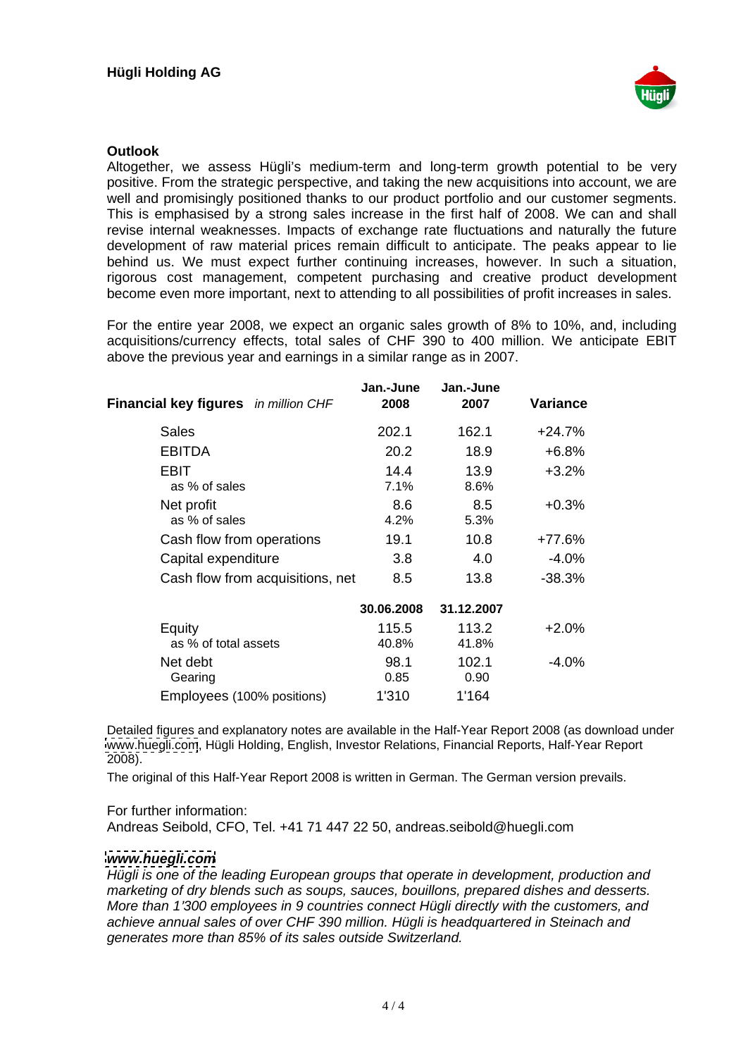**Hügli Holding AG**

**Outlook**

Altogether, we assess Hügli's medium-term and long-term growth potential to be very positive. From the strategic perspective, and taking the new acquisitions into account, we are well and promisingly positioned thanks to our product portfolio and our customer segments. This is emphasised by a strong sales increase in the first half of 2008. We can and shall revise internal weaknesses. Impacts of exchange rate fluctuations and naturally the future development of raw material prices remain difficult to anticipate. The peaks appear to lie behind us. We must expect further continuing increases, however. In such a situation, rigorous cost management, competent purchasing and creative product development become even more important, next to attending to all possibilities of profit increases in sales.

For the entire year 2008, we expect an organic sales growth of 8% to 10%, and, including acquisitions/currency effects, total sales of CHF 390 to 400 million. We anticipate EBIT above the previous year and earnings in a similar range as in 2007.

| **Financial key figures** *in million CHF* | **Jan.-June 2008** | **Jan.-June 2007** | **Variance** |
|---|---|---|---|
| Sales | 202.1 | 162.1 | +24.7% |
| EBITDA | 20.2 | 18.9 | +6.8% |
| EBIT | 14.4 | 13.9 | +3.2% |
| as % of sales | 7.1% | 8.6% | |
| Net profit | 8.6 | 8.5 | +0.3% |
| as % of sales | 4.2% | 5.3% | |
| Cash flow from operations | 19.1 | 10.8 | +77.6% |
| Capital expenditure | 3.8 | 4.0 | -4.0% |
| Cash flow from acquisitions, net | 8.5 | 13.8 | -38.3% |
| | **30.06.2008** | **31.12.2007** | |
| Equity | 115.5 | 113.2 | +2.0% |
| as % of total assets | 40.8% | 41.8% | |
| Net debt | 98.1 | 102.1 | -4.0% |
| Gearing | 0.85 | 0.90 | |
| Employees (100% positions) | 1'310 | 1'164 | |

Detailed figures and explanatory notes are available in the Half-Year Report 2008 (as download under www.huegli.com, Hügli Holding, English, Investor Relations, Financial Reports, Half-Year Report 2008).

The original of this Half-Year Report 2008 is written in German. The German version prevails.

For further information:
Andreas Seibold, CFO, Tel. +41 71 447 22 50, andreas.seibold@huegli.com

***www.huegli.com***

*Hügli is one of the leading European groups that operate in development, production and marketing of dry blends such as soups, sauces, bouillons, prepared dishes and desserts. More than 1'300 employees in 9 countries connect Hügli directly with the customers, and achieve annual sales of over CHF 390 million. Hügli is headquartered in Steinach and generates more than 85% of its sales outside Switzerland.*